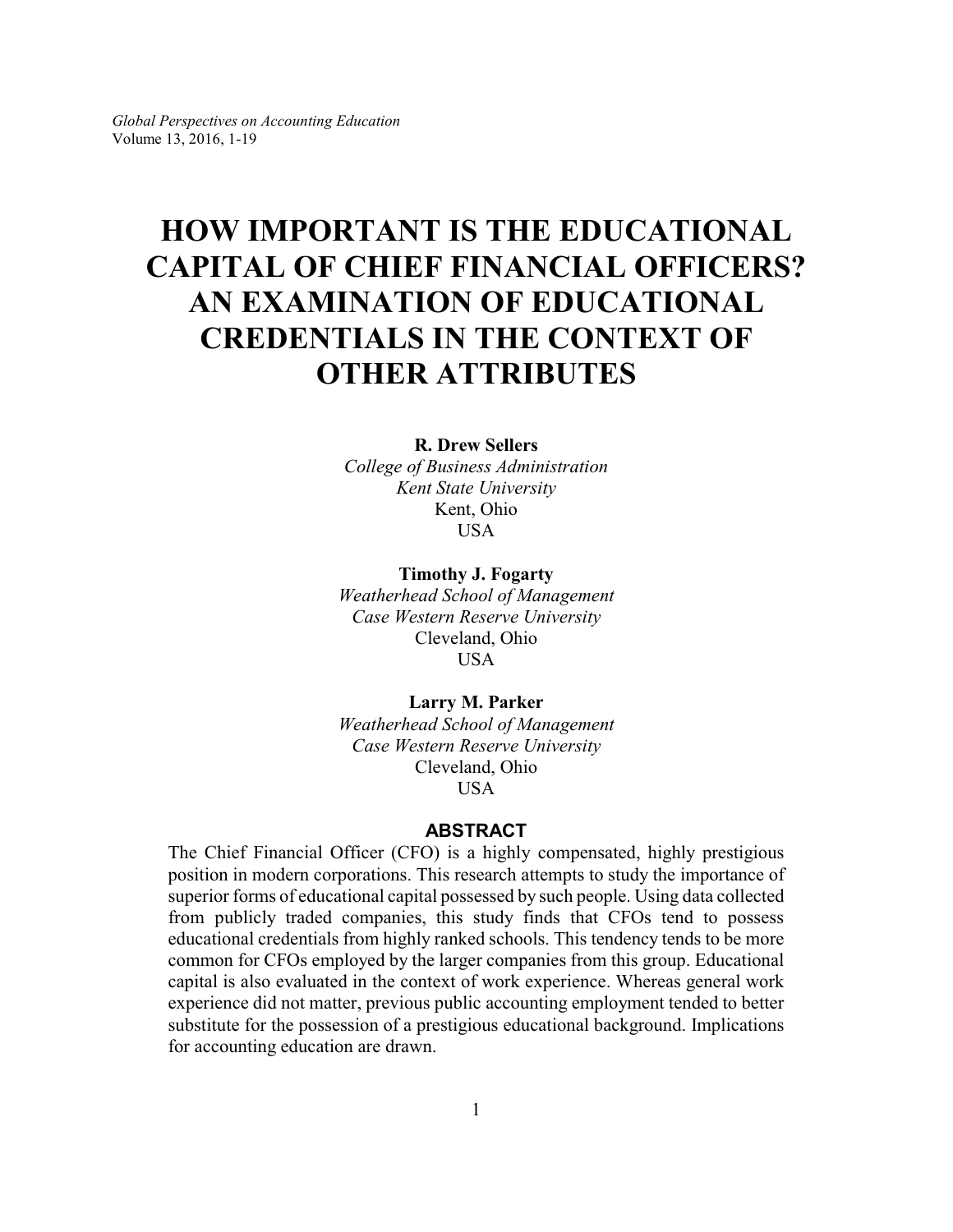# HOW IMPORTANT IS THE EDUCATIONAL CAPITAL OF CHIEF FINANCIAL OFFICERS? AN EXAMINATION OF EDUCATIONAL CREDENTIALS IN THE CONTEXT OF OTHER ATTRIBUTES

**R. Drew Sellers**
*College of Business Administration*
*Kent State University*
Kent, Ohio
USA

**Timothy J. Fogarty**
*Weatherhead School of Management*
*Case Western Reserve University*
Cleveland, Ohio
USA

**Larry M. Parker**
*Weatherhead School of Management*
*Case Western Reserve University*
Cleveland, Ohio
USA

## ABSTRACT

The Chief Financial Officer (CFO) is a highly compensated, highly prestigious position in modern corporations. This research attempts to study the importance of superior forms of educational capital possessed by such people. Using data collected from publicly traded companies, this study finds that CFOs tend to possess educational credentials from highly ranked schools. This tendency tends to be more common for CFOs employed by the larger companies from this group. Educational capital is also evaluated in the context of work experience. Whereas general work experience did not matter, previous public accounting employment tended to better substitute for the possession of a prestigious educational background. Implications for accounting education are drawn.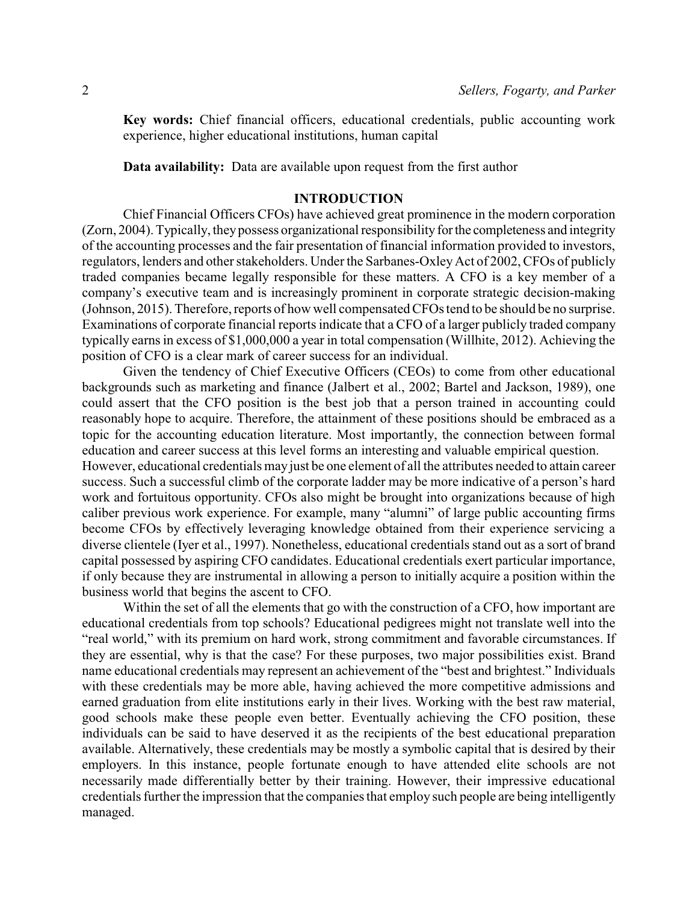**Key words:** Chief financial officers, educational credentials, public accounting work experience, higher educational institutions, human capital

**Data availability:** Data are available upon request from the first author

## INTRODUCTION

Chief Financial Officers CFOs) have achieved great prominence in the modern corporation (Zorn, 2004). Typically, they possess organizational responsibility for the completeness and integrity of the accounting processes and the fair presentation of financial information provided to investors, regulators, lenders and other stakeholders. Under the Sarbanes-Oxley Act of 2002, CFOs of publicly traded companies became legally responsible for these matters. A CFO is a key member of a company's executive team and is increasingly prominent in corporate strategic decision-making (Johnson, 2015). Therefore, reports of how well compensated CFOs tend to be should be no surprise. Examinations of corporate financial reports indicate that a CFO of a larger publicly traded company typically earns in excess of $1,000,000 a year in total compensation (Willhite, 2012). Achieving the position of CFO is a clear mark of career success for an individual.

Given the tendency of Chief Executive Officers (CEOs) to come from other educational backgrounds such as marketing and finance (Jalbert et al., 2002; Bartel and Jackson, 1989), one could assert that the CFO position is the best job that a person trained in accounting could reasonably hope to acquire. Therefore, the attainment of these positions should be embraced as a topic for the accounting education literature. Most importantly, the connection between formal education and career success at this level forms an interesting and valuable empirical question.

However, educational credentials may just be one element of all the attributes needed to attain career success. Such a successful climb of the corporate ladder may be more indicative of a person's hard work and fortuitous opportunity. CFOs also might be brought into organizations because of high caliber previous work experience. For example, many "alumni" of large public accounting firms become CFOs by effectively leveraging knowledge obtained from their experience servicing a diverse clientele (Iyer et al., 1997). Nonetheless, educational credentials stand out as a sort of brand capital possessed by aspiring CFO candidates. Educational credentials exert particular importance, if only because they are instrumental in allowing a person to initially acquire a position within the business world that begins the ascent to CFO.

Within the set of all the elements that go with the construction of a CFO, how important are educational credentials from top schools? Educational pedigrees might not translate well into the "real world," with its premium on hard work, strong commitment and favorable circumstances. If they are essential, why is that the case? For these purposes, two major possibilities exist. Brand name educational credentials may represent an achievement of the "best and brightest." Individuals with these credentials may be more able, having achieved the more competitive admissions and earned graduation from elite institutions early in their lives. Working with the best raw material, good schools make these people even better. Eventually achieving the CFO position, these individuals can be said to have deserved it as the recipients of the best educational preparation available. Alternatively, these credentials may be mostly a symbolic capital that is desired by their employers. In this instance, people fortunate enough to have attended elite schools are not necessarily made differentially better by their training. However, their impressive educational credentials further the impression that the companies that employ such people are being intelligently managed.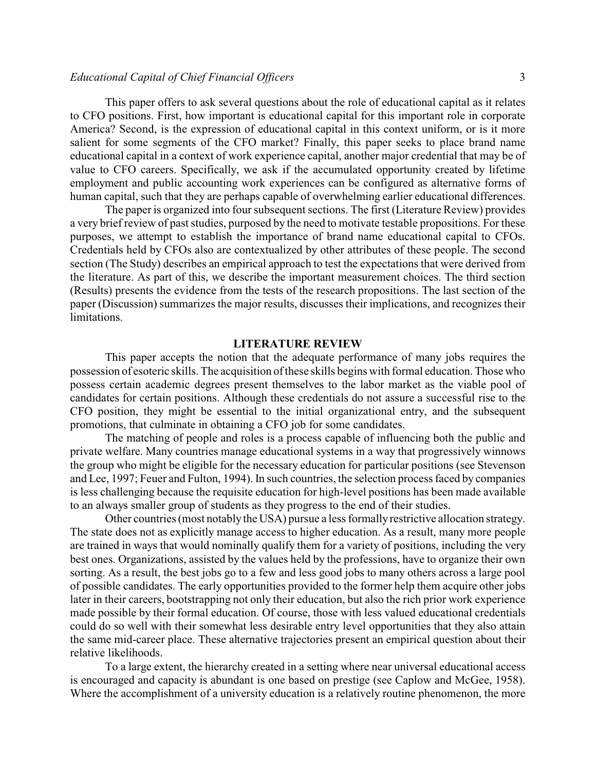This paper offers to ask several questions about the role of educational capital as it relates to CFO positions. First, how important is educational capital for this important role in corporate America? Second, is the expression of educational capital in this context uniform, or is it more salient for some segments of the CFO market? Finally, this paper seeks to place brand name educational capital in a context of work experience capital, another major credential that may be of value to CFO careers. Specifically, we ask if the accumulated opportunity created by lifetime employment and public accounting work experiences can be configured as alternative forms of human capital, such that they are perhaps capable of overwhelming earlier educational differences.

The paper is organized into four subsequent sections. The first (Literature Review) provides a very brief review of past studies, purposed by the need to motivate testable propositions. For these purposes, we attempt to establish the importance of brand name educational capital to CFOs. Credentials held by CFOs also are contextualized by other attributes of these people. The second section (The Study) describes an empirical approach to test the expectations that were derived from the literature. As part of this, we describe the important measurement choices. The third section (Results) presents the evidence from the tests of the research propositions. The last section of the paper (Discussion) summarizes the major results, discusses their implications, and recognizes their limitations.

## LITERATURE REVIEW

This paper accepts the notion that the adequate performance of many jobs requires the possession of esoteric skills. The acquisition of these skills begins with formal education. Those who possess certain academic degrees present themselves to the labor market as the viable pool of candidates for certain positions. Although these credentials do not assure a successful rise to the CFO position, they might be essential to the initial organizational entry, and the subsequent promotions, that culminate in obtaining a CFO job for some candidates.

The matching of people and roles is a process capable of influencing both the public and private welfare. Many countries manage educational systems in a way that progressively winnows the group who might be eligible for the necessary education for particular positions (see Stevenson and Lee, 1997; Feuer and Fulton, 1994). In such countries, the selection process faced by companies is less challenging because the requisite education for high-level positions has been made available to an always smaller group of students as they progress to the end of their studies.

Other countries (most notably the USA) pursue a less formally restrictive allocation strategy. The state does not as explicitly manage access to higher education. As a result, many more people are trained in ways that would nominally qualify them for a variety of positions, including the very best ones. Organizations, assisted by the values held by the professions, have to organize their own sorting. As a result, the best jobs go to a few and less good jobs to many others across a large pool of possible candidates. The early opportunities provided to the former help them acquire other jobs later in their careers, bootstrapping not only their education, but also the rich prior work experience made possible by their formal education. Of course, those with less valued educational credentials could do so well with their somewhat less desirable entry level opportunities that they also attain the same mid-career place. These alternative trajectories present an empirical question about their relative likelihoods.

To a large extent, the hierarchy created in a setting where near universal educational access is encouraged and capacity is abundant is one based on prestige (see Caplow and McGee, 1958). Where the accomplishment of a university education is a relatively routine phenomenon, the more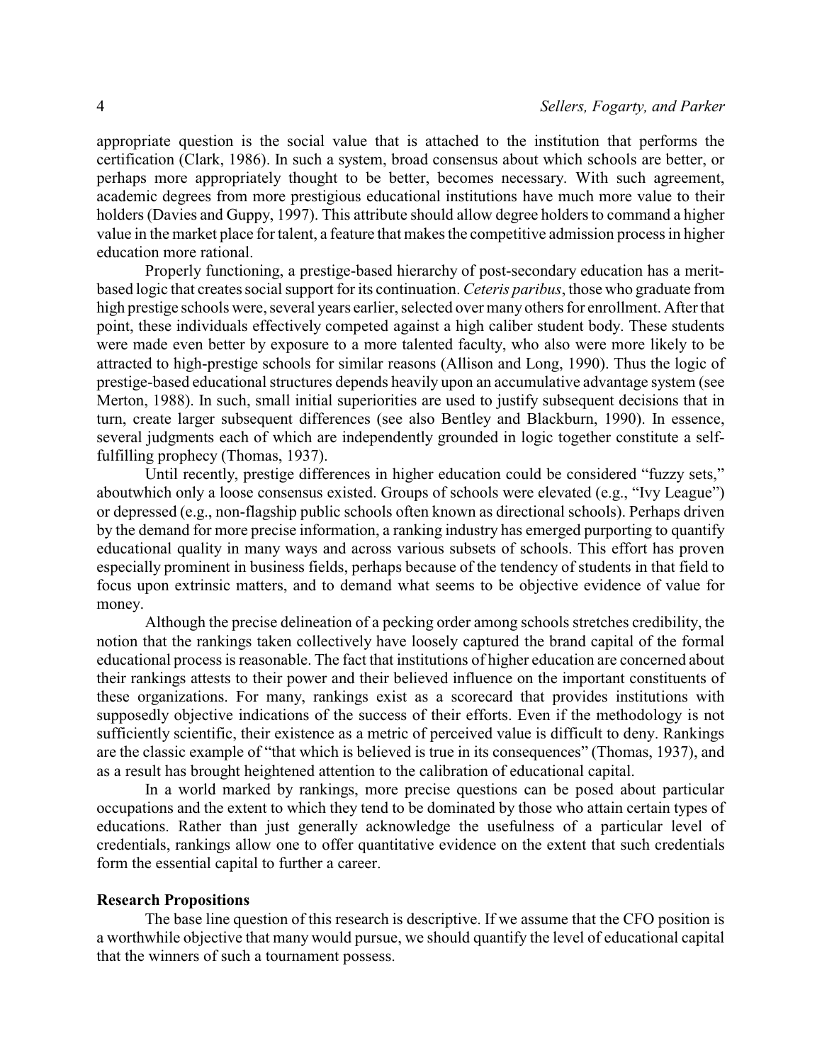appropriate question is the social value that is attached to the institution that performs the certification (Clark, 1986). In such a system, broad consensus about which schools are better, or perhaps more appropriately thought to be better, becomes necessary. With such agreement, academic degrees from more prestigious educational institutions have much more value to their holders (Davies and Guppy, 1997). This attribute should allow degree holders to command a higher value in the market place for talent, a feature that makes the competitive admission process in higher education more rational.

Properly functioning, a prestige-based hierarchy of post-secondary education has a merit-based logic that creates social support for its continuation. *Ceteris paribus*, those who graduate from high prestige schools were, several years earlier, selected over many others for enrollment. After that point, these individuals effectively competed against a high caliber student body. These students were made even better by exposure to a more talented faculty, who also were more likely to be attracted to high-prestige schools for similar reasons (Allison and Long, 1990). Thus the logic of prestige-based educational structures depends heavily upon an accumulative advantage system (see Merton, 1988). In such, small initial superiorities are used to justify subsequent decisions that in turn, create larger subsequent differences (see also Bentley and Blackburn, 1990). In essence, several judgments each of which are independently grounded in logic together constitute a self-fulfilling prophecy (Thomas, 1937).

Until recently, prestige differences in higher education could be considered "fuzzy sets," aboutwhich only a loose consensus existed. Groups of schools were elevated (e.g., "Ivy League") or depressed (e.g., non-flagship public schools often known as directional schools). Perhaps driven by the demand for more precise information, a ranking industry has emerged purporting to quantify educational quality in many ways and across various subsets of schools. This effort has proven especially prominent in business fields, perhaps because of the tendency of students in that field to focus upon extrinsic matters, and to demand what seems to be objective evidence of value for money.

Although the precise delineation of a pecking order among schools stretches credibility, the notion that the rankings taken collectively have loosely captured the brand capital of the formal educational process is reasonable. The fact that institutions of higher education are concerned about their rankings attests to their power and their believed influence on the important constituents of these organizations. For many, rankings exist as a scorecard that provides institutions with supposedly objective indications of the success of their efforts. Even if the methodology is not sufficiently scientific, their existence as a metric of perceived value is difficult to deny. Rankings are the classic example of "that which is believed is true in its consequences" (Thomas, 1937), and as a result has brought heightened attention to the calibration of educational capital.

In a world marked by rankings, more precise questions can be posed about particular occupations and the extent to which they tend to be dominated by those who attain certain types of educations. Rather than just generally acknowledge the usefulness of a particular level of credentials, rankings allow one to offer quantitative evidence on the extent that such credentials form the essential capital to further a career.

### Research Propositions

The base line question of this research is descriptive. If we assume that the CFO position is a worthwhile objective that many would pursue, we should quantify the level of educational capital that the winners of such a tournament possess.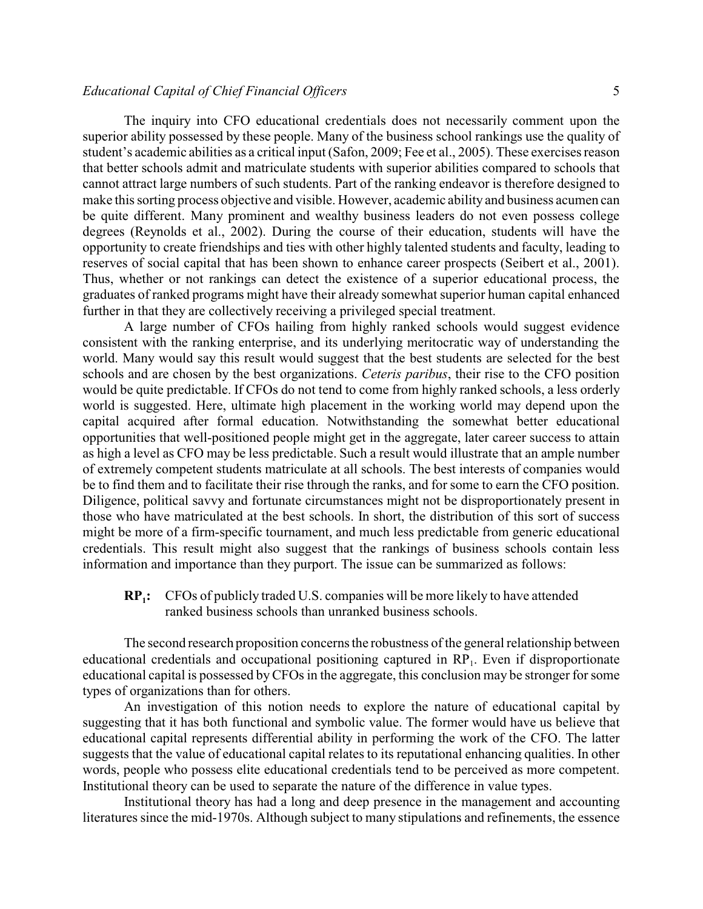The inquiry into CFO educational credentials does not necessarily comment upon the superior ability possessed by these people. Many of the business school rankings use the quality of student's academic abilities as a critical input (Safon, 2009; Fee et al., 2005). These exercises reason that better schools admit and matriculate students with superior abilities compared to schools that cannot attract large numbers of such students. Part of the ranking endeavor is therefore designed to make this sorting process objective and visible. However, academic ability and business acumen can be quite different. Many prominent and wealthy business leaders do not even possess college degrees (Reynolds et al., 2002). During the course of their education, students will have the opportunity to create friendships and ties with other highly talented students and faculty, leading to reserves of social capital that has been shown to enhance career prospects (Seibert et al., 2001). Thus, whether or not rankings can detect the existence of a superior educational process, the graduates of ranked programs might have their already somewhat superior human capital enhanced further in that they are collectively receiving a privileged special treatment.

A large number of CFOs hailing from highly ranked schools would suggest evidence consistent with the ranking enterprise, and its underlying meritocratic way of understanding the world. Many would say this result would suggest that the best students are selected for the best schools and are chosen by the best organizations. *Ceteris paribus*, their rise to the CFO position would be quite predictable. If CFOs do not tend to come from highly ranked schools, a less orderly world is suggested. Here, ultimate high placement in the working world may depend upon the capital acquired after formal education. Notwithstanding the somewhat better educational opportunities that well-positioned people might get in the aggregate, later career success to attain as high a level as CFO may be less predictable. Such a result would illustrate that an ample number of extremely competent students matriculate at all schools. The best interests of companies would be to find them and to facilitate their rise through the ranks, and for some to earn the CFO position. Diligence, political savvy and fortunate circumstances might not be disproportionately present in those who have matriculated at the best schools. In short, the distribution of this sort of success might be more of a firm-specific tournament, and much less predictable from generic educational credentials. This result might also suggest that the rankings of business schools contain less information and importance than they purport. The issue can be summarized as follows:

> **$RP_1$:** CFOs of publicly traded U.S. companies will be more likely to have attended ranked business schools than unranked business schools.

The second research proposition concerns the robustness of the general relationship between educational credentials and occupational positioning captured in $RP_1$. Even if disproportionate educational capital is possessed by CFOs in the aggregate, this conclusion may be stronger for some types of organizations than for others.

An investigation of this notion needs to explore the nature of educational capital by suggesting that it has both functional and symbolic value. The former would have us believe that educational capital represents differential ability in performing the work of the CFO. The latter suggests that the value of educational capital relates to its reputational enhancing qualities. In other words, people who possess elite educational credentials tend to be perceived as more competent. Institutional theory can be used to separate the nature of the difference in value types.

Institutional theory has had a long and deep presence in the management and accounting literatures since the mid-1970s. Although subject to many stipulations and refinements, the essence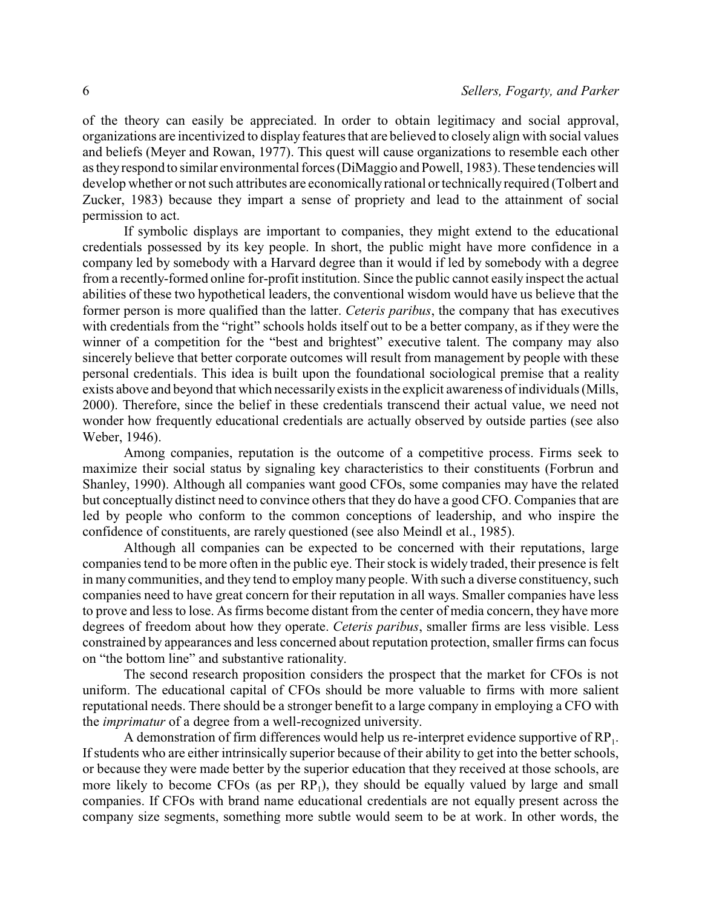of the theory can easily be appreciated. In order to obtain legitimacy and social approval, organizations are incentivized to display features that are believed to closely align with social values and beliefs (Meyer and Rowan, 1977). This quest will cause organizations to resemble each other as they respond to similar environmental forces (DiMaggio and Powell, 1983). These tendencies will develop whether or not such attributes are economically rational or technically required (Tolbert and Zucker, 1983) because they impart a sense of propriety and lead to the attainment of social permission to act.

If symbolic displays are important to companies, they might extend to the educational credentials possessed by its key people. In short, the public might have more confidence in a company led by somebody with a Harvard degree than it would if led by somebody with a degree from a recently-formed online for-profit institution. Since the public cannot easily inspect the actual abilities of these two hypothetical leaders, the conventional wisdom would have us believe that the former person is more qualified than the latter. *Ceteris paribus*, the company that has executives with credentials from the "right" schools holds itself out to be a better company, as if they were the winner of a competition for the "best and brightest" executive talent. The company may also sincerely believe that better corporate outcomes will result from management by people with these personal credentials. This idea is built upon the foundational sociological premise that a reality exists above and beyond that which necessarily exists in the explicit awareness of individuals (Mills, 2000). Therefore, since the belief in these credentials transcend their actual value, we need not wonder how frequently educational credentials are actually observed by outside parties (see also Weber, 1946).

Among companies, reputation is the outcome of a competitive process. Firms seek to maximize their social status by signaling key characteristics to their constituents (Forbrun and Shanley, 1990). Although all companies want good CFOs, some companies may have the related but conceptually distinct need to convince others that they do have a good CFO. Companies that are led by people who conform to the common conceptions of leadership, and who inspire the confidence of constituents, are rarely questioned (see also Meindl et al., 1985).

Although all companies can be expected to be concerned with their reputations, large companies tend to be more often in the public eye. Their stock is widely traded, their presence is felt in many communities, and they tend to employ many people. With such a diverse constituency, such companies need to have great concern for their reputation in all ways. Smaller companies have less to prove and less to lose. As firms become distant from the center of media concern, they have more degrees of freedom about how they operate. *Ceteris paribus*, smaller firms are less visible. Less constrained by appearances and less concerned about reputation protection, smaller firms can focus on "the bottom line" and substantive rationality.

The second research proposition considers the prospect that the market for CFOs is not uniform. The educational capital of CFOs should be more valuable to firms with more salient reputational needs. There should be a stronger benefit to a large company in employing a CFO with the *imprimatur* of a degree from a well-recognized university.

A demonstration of firm differences would help us re-interpret evidence supportive of $RP_1$. If students who are either intrinsically superior because of their ability to get into the better schools, or because they were made better by the superior education that they received at those schools, are more likely to become CFOs (as per $RP_1$), they should be equally valued by large and small companies. If CFOs with brand name educational credentials are not equally present across the company size segments, something more subtle would seem to be at work. In other words, the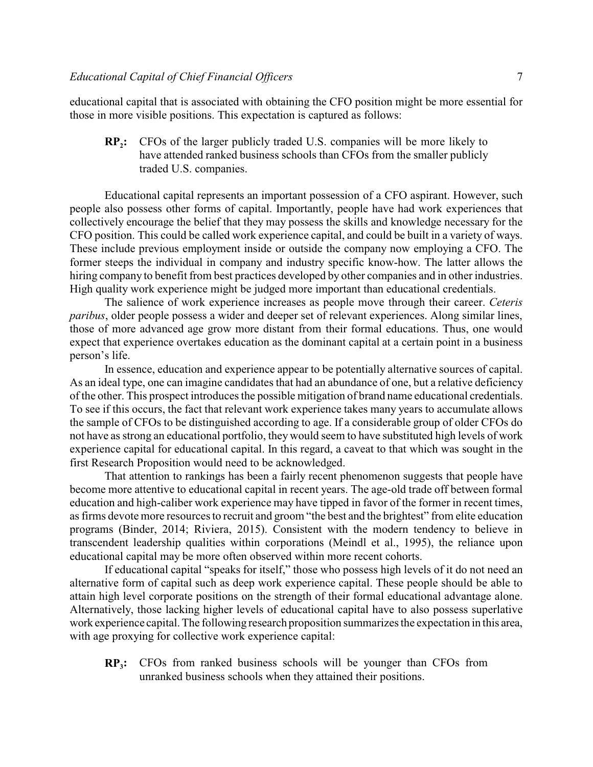educational capital that is associated with obtaining the CFO position might be more essential for those in more visible positions. This expectation is captured as follows:

> **$RP_2$:** CFOs of the larger publicly traded U.S. companies will be more likely to have attended ranked business schools than CFOs from the smaller publicly traded U.S. companies.

Educational capital represents an important possession of a CFO aspirant. However, such people also possess other forms of capital. Importantly, people have had work experiences that collectively encourage the belief that they may possess the skills and knowledge necessary for the CFO position. This could be called work experience capital, and could be built in a variety of ways. These include previous employment inside or outside the company now employing a CFO. The former steeps the individual in company and industry specific know-how. The latter allows the hiring company to benefit from best practices developed by other companies and in other industries. High quality work experience might be judged more important than educational credentials.

The salience of work experience increases as people move through their career. *Ceteris paribus*, older people possess a wider and deeper set of relevant experiences. Along similar lines, those of more advanced age grow more distant from their formal educations. Thus, one would expect that experience overtakes education as the dominant capital at a certain point in a business person's life.

In essence, education and experience appear to be potentially alternative sources of capital. As an ideal type, one can imagine candidates that had an abundance of one, but a relative deficiency of the other. This prospect introduces the possible mitigation of brand name educational credentials. To see if this occurs, the fact that relevant work experience takes many years to accumulate allows the sample of CFOs to be distinguished according to age. If a considerable group of older CFOs do not have as strong an educational portfolio, they would seem to have substituted high levels of work experience capital for educational capital. In this regard, a caveat to that which was sought in the first Research Proposition would need to be acknowledged.

That attention to rankings has been a fairly recent phenomenon suggests that people have become more attentive to educational capital in recent years. The age-old trade off between formal education and high-caliber work experience may have tipped in favor of the former in recent times, as firms devote more resources to recruit and groom "the best and the brightest" from elite education programs (Binder, 2014; Riviera, 2015). Consistent with the modern tendency to believe in transcendent leadership qualities within corporations (Meindl et al., 1995), the reliance upon educational capital may be more often observed within more recent cohorts.

If educational capital "speaks for itself," those who possess high levels of it do not need an alternative form of capital such as deep work experience capital. These people should be able to attain high level corporate positions on the strength of their formal educational advantage alone. Alternatively, those lacking higher levels of educational capital have to also possess superlative work experience capital. The following research proposition summarizes the expectation in this area, with age proxying for collective work experience capital:

> **$RP_3$:** CFOs from ranked business schools will be younger than CFOs from unranked business schools when they attained their positions.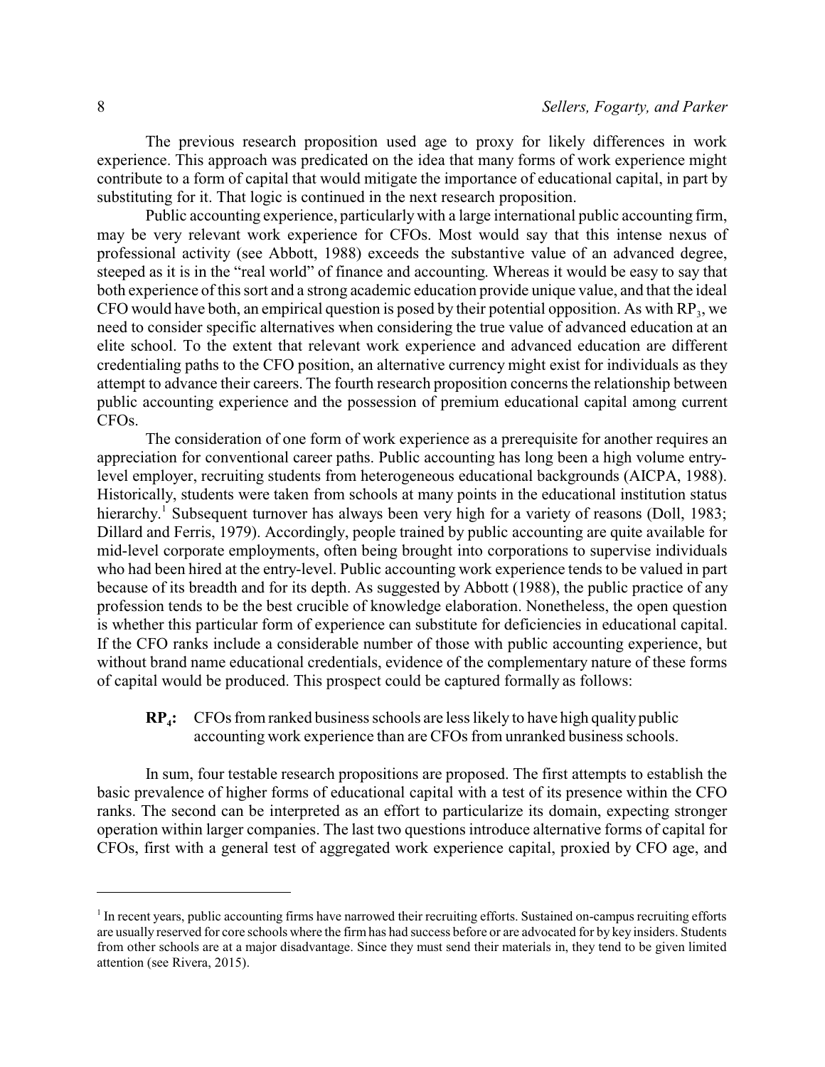The previous research proposition used age to proxy for likely differences in work experience. This approach was predicated on the idea that many forms of work experience might contribute to a form of capital that would mitigate the importance of educational capital, in part by substituting for it. That logic is continued in the next research proposition.

Public accounting experience, particularly with a large international public accounting firm, may be very relevant work experience for CFOs. Most would say that this intense nexus of professional activity (see Abbott, 1988) exceeds the substantive value of an advanced degree, steeped as it is in the "real world" of finance and accounting. Whereas it would be easy to say that both experience of this sort and a strong academic education provide unique value, and that the ideal CFO would have both, an empirical question is posed by their potential opposition. As with $RP_3$, we need to consider specific alternatives when considering the true value of advanced education at an elite school. To the extent that relevant work experience and advanced education are different credentialing paths to the CFO position, an alternative currency might exist for individuals as they attempt to advance their careers. The fourth research proposition concerns the relationship between public accounting experience and the possession of premium educational capital among current CFOs.

The consideration of one form of work experience as a prerequisite for another requires an appreciation for conventional career paths. Public accounting has long been a high volume entry-level employer, recruiting students from heterogeneous educational backgrounds (AICPA, 1988). Historically, students were taken from schools at many points in the educational institution status hierarchy.[1] Subsequent turnover has always been very high for a variety of reasons (Doll, 1983; Dillard and Ferris, 1979). Accordingly, people trained by public accounting are quite available for mid-level corporate employments, often being brought into corporations to supervise individuals who had been hired at the entry-level. Public accounting work experience tends to be valued in part because of its breadth and for its depth. As suggested by Abbott (1988), the public practice of any profession tends to be the best crucible of knowledge elaboration. Nonetheless, the open question is whether this particular form of experience can substitute for deficiencies in educational capital. If the CFO ranks include a considerable number of those with public accounting experience, but without brand name educational credentials, evidence of the complementary nature of these forms of capital would be produced. This prospect could be captured formally as follows:

> **$RP_4$:** CFOs from ranked business schools are less likely to have high quality public accounting work experience than are CFOs from unranked business schools.

In sum, four testable research propositions are proposed. The first attempts to establish the basic prevalence of higher forms of educational capital with a test of its presence within the CFO ranks. The second can be interpreted as an effort to particularize its domain, expecting stronger operation within larger companies. The last two questions introduce alternative forms of capital for CFOs, first with a general test of aggregated work experience capital, proxied by CFO age, and

---

[1] In recent years, public accounting firms have narrowed their recruiting efforts. Sustained on-campus recruiting efforts are usually reserved for core schools where the firm has had success before or are advocated for by key insiders. Students from other schools are at a major disadvantage. Since they must send their materials in, they tend to be given limited attention (see Rivera, 2015).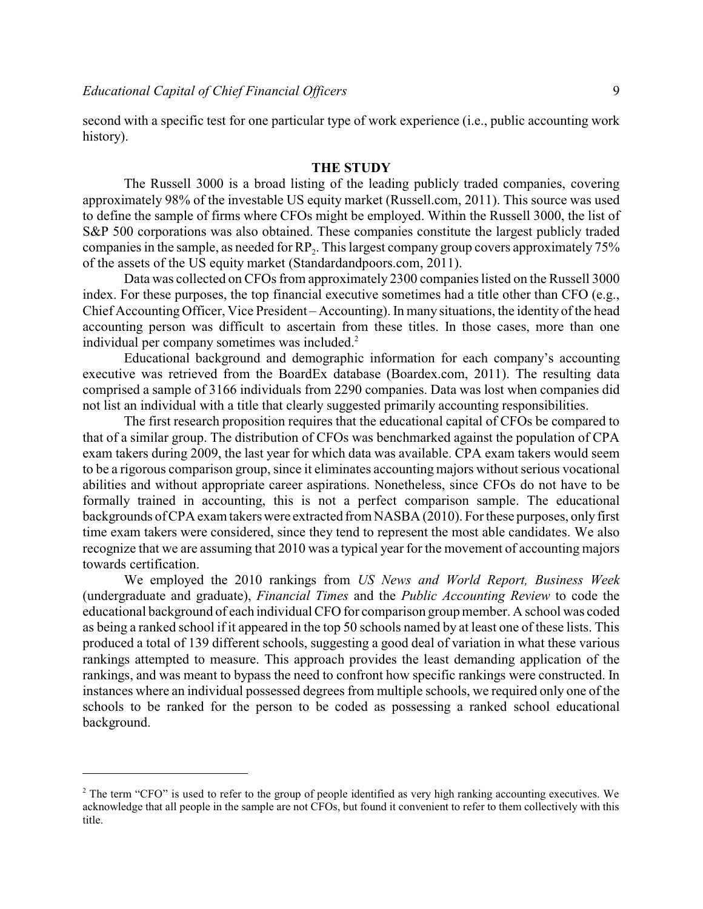second with a specific test for one particular type of work experience (i.e., public accounting work history).

## THE STUDY

The Russell 3000 is a broad listing of the leading publicly traded companies, covering approximately 98% of the investable US equity market (Russell.com, 2011). This source was used to define the sample of firms where CFOs might be employed. Within the Russell 3000, the list of S&P 500 corporations was also obtained. These companies constitute the largest publicly traded companies in the sample, as needed for $RP_2$. This largest company group covers approximately 75% of the assets of the US equity market (Standardandpoors.com, 2011).

Data was collected on CFOs from approximately 2300 companies listed on the Russell 3000 index. For these purposes, the top financial executive sometimes had a title other than CFO (e.g., Chief Accounting Officer, Vice President – Accounting). In many situations, the identity of the head accounting person was difficult to ascertain from these titles. In those cases, more than one individual per company sometimes was included.[2]

Educational background and demographic information for each company's accounting executive was retrieved from the BoardEx database (Boardex.com, 2011). The resulting data comprised a sample of 3166 individuals from 2290 companies. Data was lost when companies did not list an individual with a title that clearly suggested primarily accounting responsibilities.

The first research proposition requires that the educational capital of CFOs be compared to that of a similar group. The distribution of CFOs was benchmarked against the population of CPA exam takers during 2009, the last year for which data was available. CPA exam takers would seem to be a rigorous comparison group, since it eliminates accounting majors without serious vocational abilities and without appropriate career aspirations. Nonetheless, since CFOs do not have to be formally trained in accounting, this is not a perfect comparison sample. The educational backgrounds of CPA exam takers were extracted from NASBA (2010). For these purposes, only first time exam takers were considered, since they tend to represent the most able candidates. We also recognize that we are assuming that 2010 was a typical year for the movement of accounting majors towards certification.

We employed the 2010 rankings from *US News and World Report, Business Week* (undergraduate and graduate), *Financial Times* and the *Public Accounting Review* to code the educational background of each individual CFO for comparison group member. A school was coded as being a ranked school if it appeared in the top 50 schools named by at least one of these lists. This produced a total of 139 different schools, suggesting a good deal of variation in what these various rankings attempted to measure. This approach provides the least demanding application of the rankings, and was meant to bypass the need to confront how specific rankings were constructed. In instances where an individual possessed degrees from multiple schools, we required only one of the schools to be ranked for the person to be coded as possessing a ranked school educational background.

---

[2] The term "CFO" is used to refer to the group of people identified as very high ranking accounting executives. We acknowledge that all people in the sample are not CFOs, but found it convenient to refer to them collectively with this title.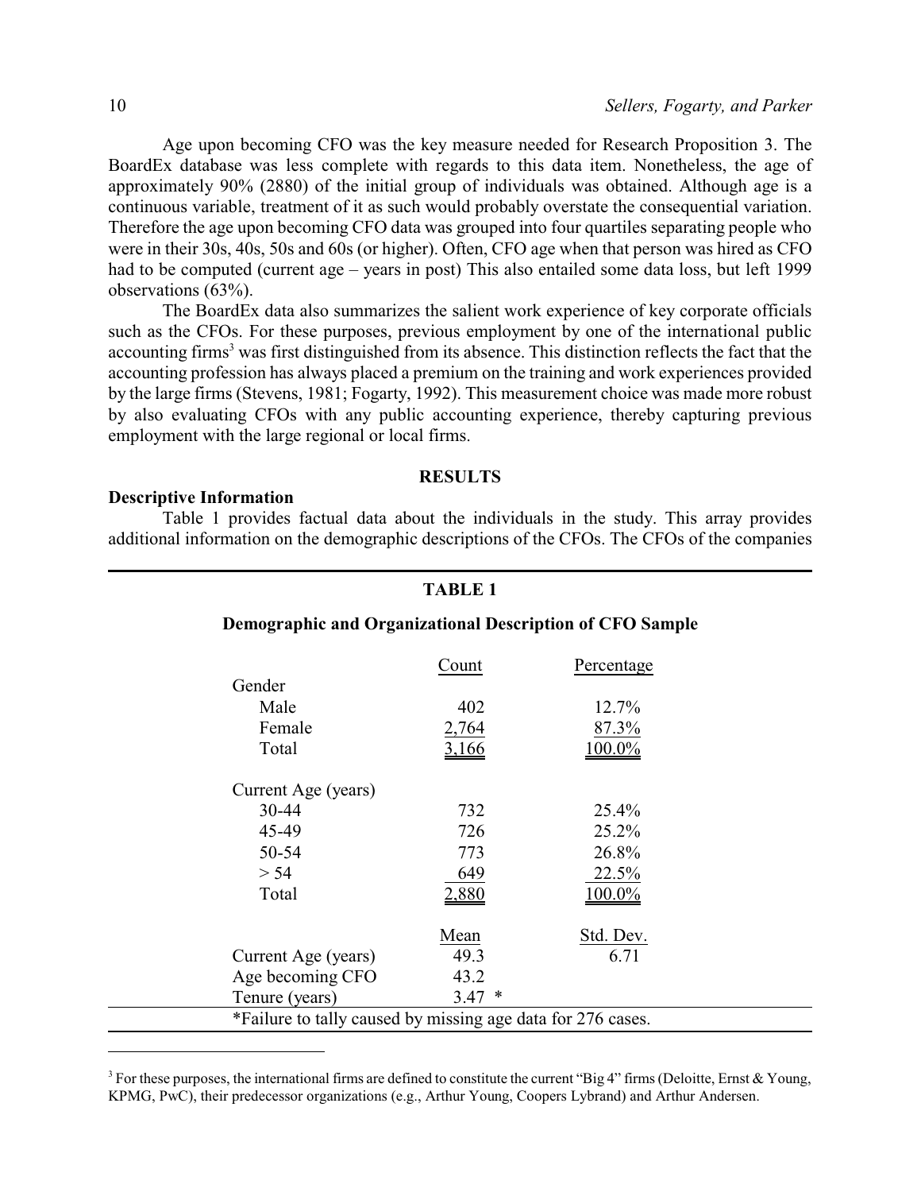Age upon becoming CFO was the key measure needed for Research Proposition 3. The BoardEx database was less complete with regards to this data item. Nonetheless, the age of approximately 90% (2880) of the initial group of individuals was obtained. Although age is a continuous variable, treatment of it as such would probably overstate the consequential variation. Therefore the age upon becoming CFO data was grouped into four quartiles separating people who were in their 30s, 40s, 50s and 60s (or higher). Often, CFO age when that person was hired as CFO had to be computed (current age – years in post) This also entailed some data loss, but left 1999 observations (63%).

The BoardEx data also summarizes the salient work experience of key corporate officials such as the CFOs. For these purposes, previous employment by one of the international public accounting firms[3] was first distinguished from its absence. This distinction reflects the fact that the accounting profession has always placed a premium on the training and work experiences provided by the large firms (Stevens, 1981; Fogarty, 1992). This measurement choice was made more robust by also evaluating CFOs with any public accounting experience, thereby capturing previous employment with the large regional or local firms.

## RESULTS

### Descriptive Information

Table 1 provides factual data about the individuals in the study. This array provides additional information on the demographic descriptions of the CFOs. The CFOs of the companies

**TABLE 1**

**Demographic and Organizational Description of CFO Sample**

| | Count | Percentage |
|---|---|---|
| Gender | | |
| Male | 402 | 12.7% |
| Female | 2,764 | 87.3% |
| Total | 3,166 | 100.0% |
| Current Age (years) | | |
| 30-44 | 732 | 25.4% |
| 45-49 | 726 | 25.2% |
| 50-54 | 773 | 26.8% |
| > 54 | 649 | 22.5% |
| Total | 2,880 | 100.0% |
| | **Mean** | **Std. Dev.** |
| Current Age (years) | 49.3 | 6.71 |
| Age becoming CFO | 43.2 | |
| Tenure (years) | 3.47 * | |

*Failure to tally caused by missing age data for 276 cases.

[3] For these purposes, the international firms are defined to constitute the current "Big 4" firms (Deloitte, Ernst & Young, KPMG, PwC), their predecessor organizations (e.g., Arthur Young, Coopers Lybrand) and Arthur Andersen.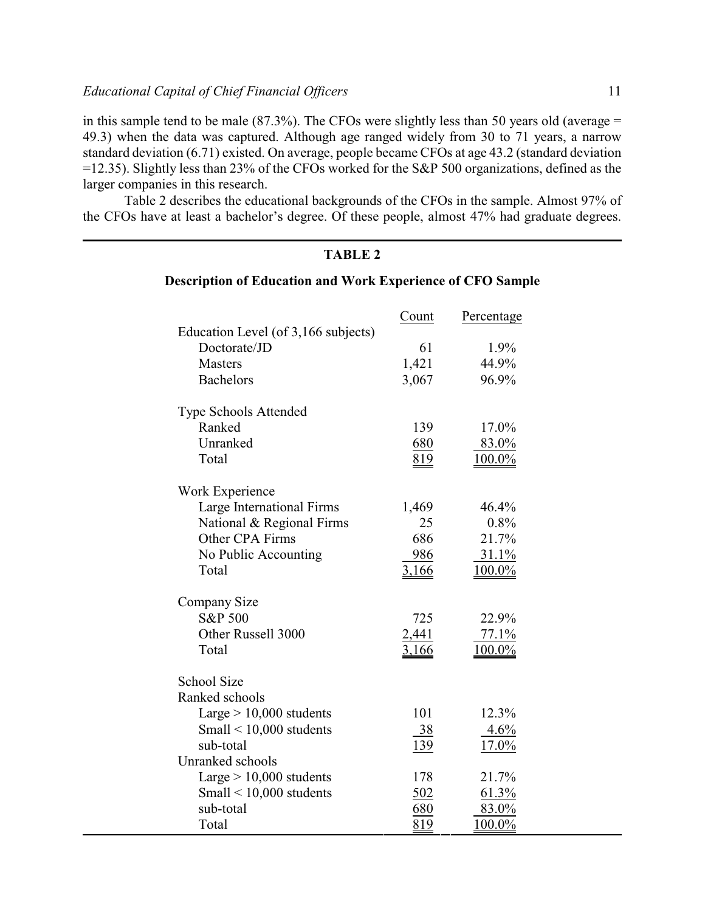in this sample tend to be male (87.3%). The CFOs were slightly less than 50 years old (average = 49.3) when the data was captured. Although age ranged widely from 30 to 71 years, a narrow standard deviation (6.71) existed. On average, people became CFOs at age 43.2 (standard deviation =12.35). Slightly less than 23% of the CFOs worked for the S&P 500 organizations, defined as the larger companies in this research.

Table 2 describes the educational backgrounds of the CFOs in the sample. Almost 97% of the CFOs have at least a bachelor's degree. Of these people, almost 47% had graduate degrees.

**TABLE 2**

**Description of Education and Work Experience of CFO Sample**

| | Count | Percentage |
|---|---|---|
| Education Level (of 3,166 subjects) | | |
| Doctorate/JD | 61 | 1.9% |
| Masters | 1,421 | 44.9% |
| Bachelors | 3,067 | 96.9% |
| | | |
| Type Schools Attended | | |
| Ranked | 139 | 17.0% |
| Unranked | 680 | 83.0% |
| Total | 819 | 100.0% |
| | | |
| Work Experience | | |
| Large International Firms | 1,469 | 46.4% |
| National & Regional Firms | 25 | 0.8% |
| Other CPA Firms | 686 | 21.7% |
| No Public Accounting | 986 | 31.1% |
| Total | 3,166 | 100.0% |
| | | |
| Company Size | | |
| S&P 500 | 725 | 22.9% |
| Other Russell 3000 | 2,441 | 77.1% |
| Total | 3,166 | 100.0% |
| | | |
| School Size | | |
| Ranked schools | | |
| Large > 10,000 students | 101 | 12.3% |
| Small < 10,000 students | 38 | 4.6% |
| sub-total | 139 | 17.0% |
| Unranked schools | | |
| Large > 10,000 students | 178 | 21.7% |
| Small < 10,000 students | 502 | 61.3% |
| sub-total | 680 | 83.0% |
| Total | 819 | 100.0% |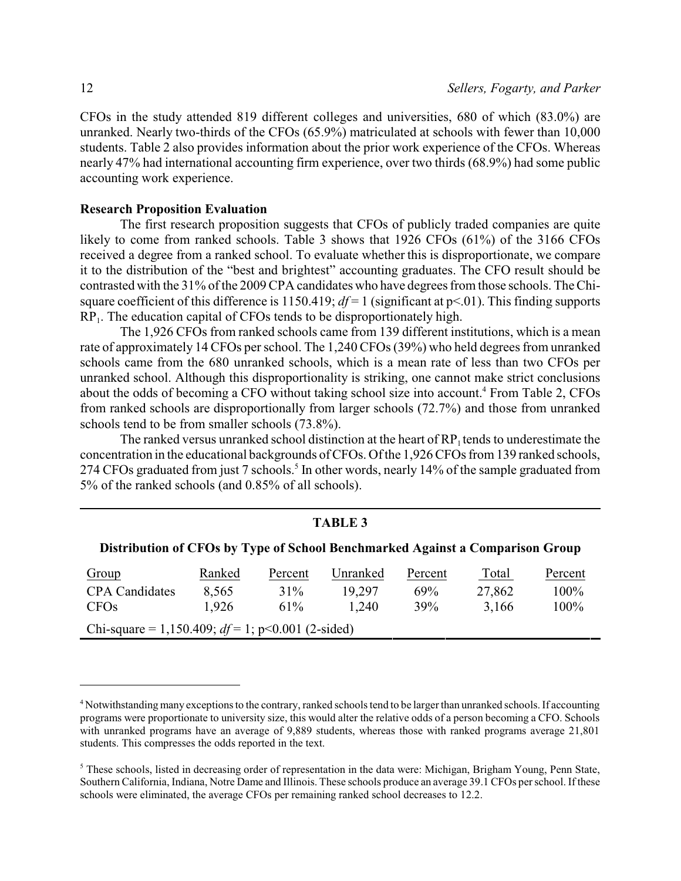CFOs in the study attended 819 different colleges and universities, 680 of which (83.0%) are unranked. Nearly two-thirds of the CFOs (65.9%) matriculated at schools with fewer than 10,000 students. Table 2 also provides information about the prior work experience of the CFOs. Whereas nearly 47% had international accounting firm experience, over two thirds (68.9%) had some public accounting work experience.

**Research Proposition Evaluation**

The first research proposition suggests that CFOs of publicly traded companies are quite likely to come from ranked schools. Table 3 shows that 1926 CFOs (61%) of the 3166 CFOs received a degree from a ranked school. To evaluate whether this is disproportionate, we compare it to the distribution of the "best and brightest" accounting graduates. The CFO result should be contrasted with the 31% of the 2009 CPA candidates who have degrees from those schools. The Chi-square coefficient of this difference is 1150.419; *df* = 1 (significant at $p<.01$). This finding supports $RP_1$. The education capital of CFOs tends to be disproportionately high.

The 1,926 CFOs from ranked schools came from 139 different institutions, which is a mean rate of approximately 14 CFOs per school. The 1,240 CFOs (39%) who held degrees from unranked schools came from the 680 unranked schools, which is a mean rate of less than two CFOs per unranked school. Although this disproportionality is striking, one cannot make strict conclusions about the odds of becoming a CFO without taking school size into account.[4] From Table 2, CFOs from ranked schools are disproportionally from larger schools (72.7%) and those from unranked schools tend to be from smaller schools (73.8%).

The ranked versus unranked school distinction at the heart of $RP_1$ tends to underestimate the concentration in the educational backgrounds of CFOs. Of the 1,926 CFOs from 139 ranked schools, 274 CFOs graduated from just 7 schools.[5] In other words, nearly 14% of the sample graduated from 5% of the ranked schools (and 0.85% of all schools).

**TABLE 3**

**Distribution of CFOs by Type of School Benchmarked Against a Comparison Group**

| Group | Ranked | Percent | Unranked | Percent | Total | Percent |
|---|---|---|---|---|---|---|
| CPA Candidates | 8,565 | 31% | 19,297 | 69% | 27,862 | 100% |
| CFOs | 1,926 | 61% | 1,240 | 39% | 3,166 | 100% |

Chi-square = 1,150.409; *df* = 1; $p<0.001$ (2-sided)

---

[4] Notwithstanding many exceptions to the contrary, ranked schools tend to be larger than unranked schools. If accounting programs were proportionate to university size, this would alter the relative odds of a person becoming a CFO. Schools with unranked programs have an average of 9,889 students, whereas those with ranked programs average 21,801 students. This compresses the odds reported in the text.

[5] These schools, listed in decreasing order of representation in the data were: Michigan, Brigham Young, Penn State, Southern California, Indiana, Notre Dame and Illinois. These schools produce an average 39.1 CFOs per school. If these schools were eliminated, the average CFOs per remaining ranked school decreases to 12.2.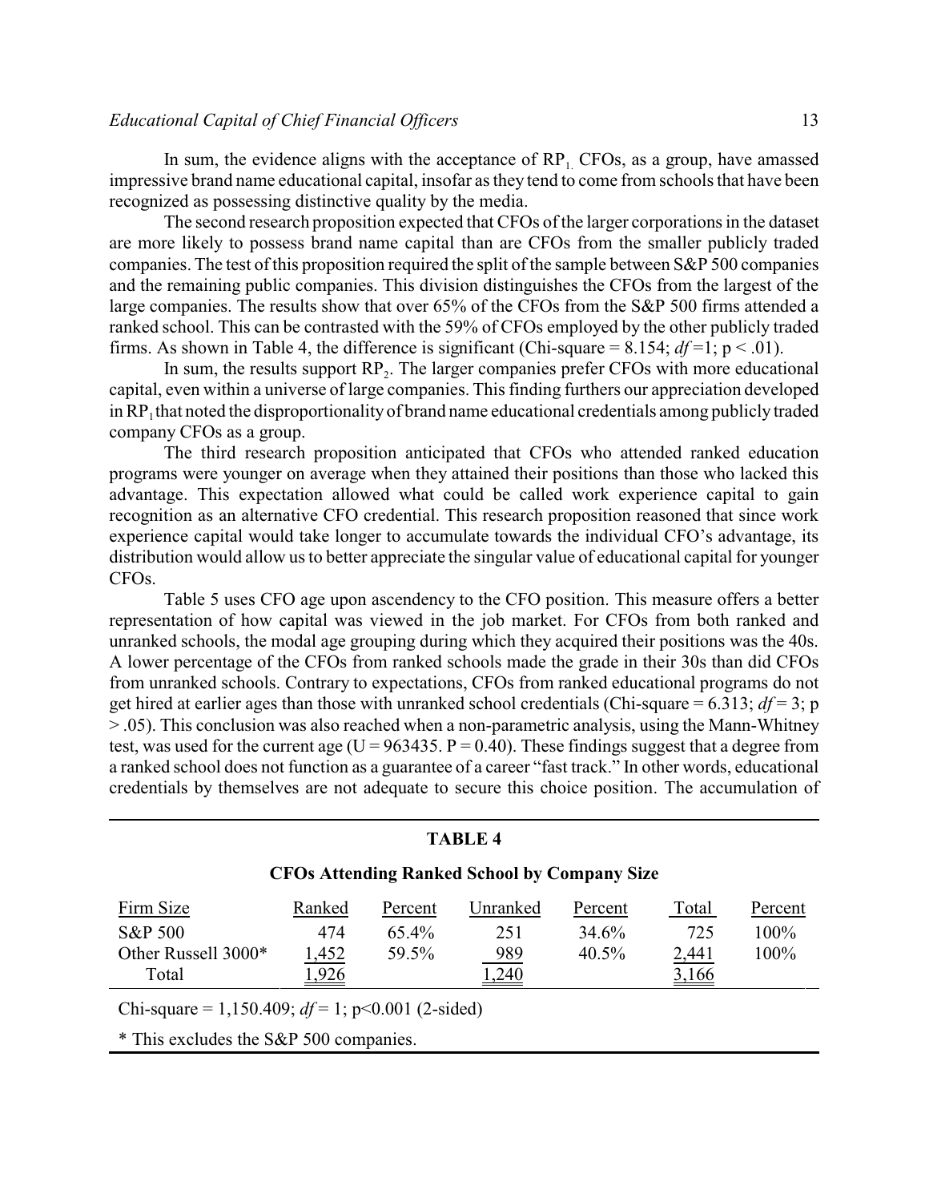In sum, the evidence aligns with the acceptance of $RP_1$. CFOs, as a group, have amassed impressive brand name educational capital, insofar as they tend to come from schools that have been recognized as possessing distinctive quality by the media.

The second research proposition expected that CFOs of the larger corporations in the dataset are more likely to possess brand name capital than are CFOs from the smaller publicly traded companies. The test of this proposition required the split of the sample between S&P 500 companies and the remaining public companies. This division distinguishes the CFOs from the largest of the large companies. The results show that over 65% of the CFOs from the S&P 500 firms attended a ranked school. This can be contrasted with the 59% of CFOs employed by the other publicly traded firms. As shown in Table 4, the difference is significant (Chi-square = 8.154; $df$ =1; $p < .01$).

In sum, the results support $RP_2$. The larger companies prefer CFOs with more educational capital, even within a universe of large companies. This finding furthers our appreciation developed in $RP_1$ that noted the disproportionality of brand name educational credentials among publicly traded company CFOs as a group.

The third research proposition anticipated that CFOs who attended ranked education programs were younger on average when they attained their positions than those who lacked this advantage. This expectation allowed what could be called work experience capital to gain recognition as an alternative CFO credential. This research proposition reasoned that since work experience capital would take longer to accumulate towards the individual CFO's advantage, its distribution would allow us to better appreciate the singular value of educational capital for younger CFOs.

Table 5 uses CFO age upon ascendency to the CFO position. This measure offers a better representation of how capital was viewed in the job market. For CFOs from both ranked and unranked schools, the modal age grouping during which they acquired their positions was the 40s. A lower percentage of the CFOs from ranked schools made the grade in their 30s than did CFOs from unranked schools. Contrary to expectations, CFOs from ranked educational programs do not get hired at earlier ages than those with unranked school credentials (Chi-square = 6.313; $df$ = 3; $p > .05$). This conclusion was also reached when a non-parametric analysis, using the Mann-Whitney test, was used for the current age (U = 963435. P = 0.40). These findings suggest that a degree from a ranked school does not function as a guarantee of a career "fast track." In other words, educational credentials by themselves are not adequate to secure this choice position. The accumulation of

**TABLE 4**

**CFOs Attending Ranked School by Company Size**

| Firm Size | Ranked | Percent | Unranked | Percent | Total | Percent |
|---|---|---|---|---|---|---|
| S&P 500 | 474 | 65.4% | 251 | 34.6% | 725 | 100% |
| Other Russell 3000* | 1,452 | 59.5% | 989 | 40.5% | 2,441 | 100% |
| Total | 1,926 | | 1,240 | | 3,166 | |

Chi-square = 1,150.409; $df$ = 1; $p<0.001$ (2-sided)

* This excludes the S&P 500 companies.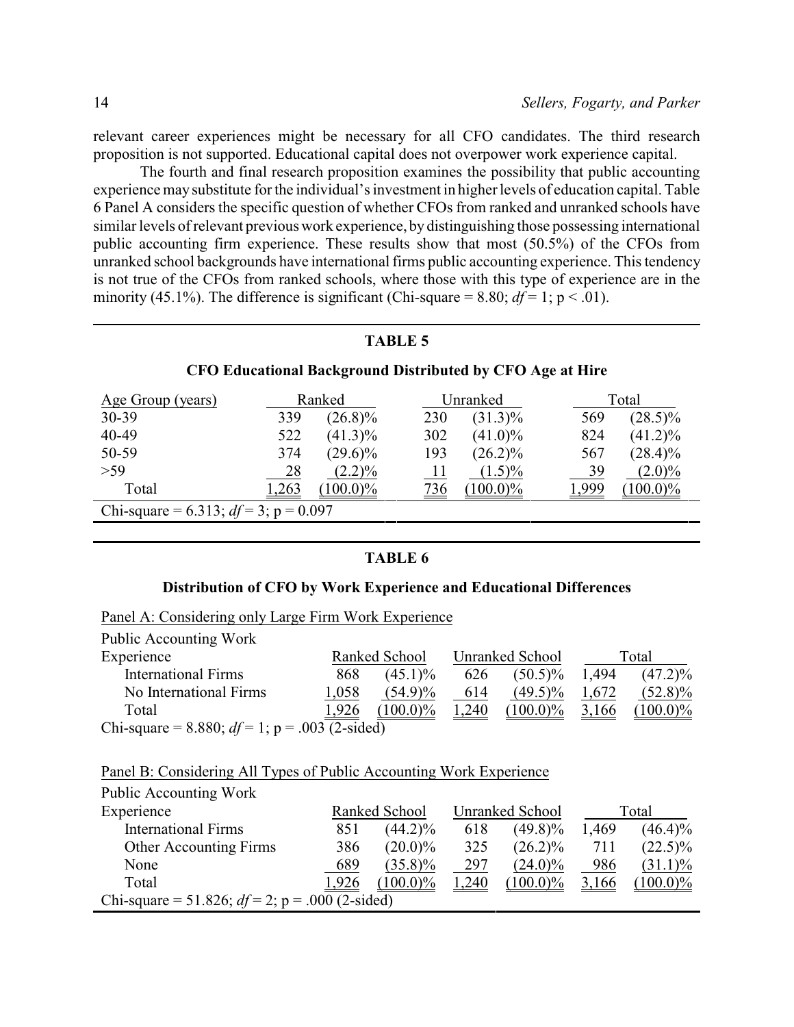relevant career experiences might be necessary for all CFO candidates. The third research proposition is not supported. Educational capital does not overpower work experience capital.

The fourth and final research proposition examines the possibility that public accounting experience may substitute for the individual's investment in higher levels of education capital. Table 6 Panel A considers the specific question of whether CFOs from ranked and unranked schools have similar levels of relevant previous work experience, by distinguishing those possessing international public accounting firm experience. These results show that most (50.5%) of the CFOs from unranked school backgrounds have international firms public accounting experience. This tendency is not true of the CFOs from ranked schools, where those with this type of experience are in the minority (45.1%). The difference is significant (Chi-square = 8.80; *df* = 1; p < .01).

**TABLE 5**

**CFO Educational Background Distributed by CFO Age at Hire**

| Age Group (years) | Ranked | | Unranked | | Total | |
|---|---|---|---|---|---|---|
| 30-39 | 339 | (26.8)% | 230 | (31.3)% | 569 | (28.5)% |
| 40-49 | 522 | (41.3)% | 302 | (41.0)% | 824 | (41.2)% |
| 50-59 | 374 | (29.6)% | 193 | (26.2)% | 567 | (28.4)% |
| >59 | 28 | (2.2)% | 11 | (1.5)% | 39 | (2.0)% |
| Total | 1,263 | (100.0)% | 736 | (100.0)% | 1,999 | (100.0)% |

Chi-square = 6.313; *df* = 3; p = 0.097

**TABLE 6**

**Distribution of CFO by Work Experience and Educational Differences**

Panel A: Considering only Large Firm Work Experience

| Public Accounting Work Experience | Ranked School | | Unranked School | | Total | |
|---|---|---|---|---|---|---|
| International Firms | 868 | (45.1)% | 626 | (50.5)% | 1,494 | (47.2)% |
| No International Firms | 1,058 | (54.9)% | 614 | (49.5)% | 1,672 | (52.8)% |
| Total | 1,926 | (100.0)% | 1,240 | (100.0)% | 3,166 | (100.0)% |

Chi-square = 8.880; *df* = 1; p = .003 (2-sided)

Panel B: Considering All Types of Public Accounting Work Experience

| Public Accounting Work Experience | Ranked School | | Unranked School | | Total | |
|---|---|---|---|---|---|---|
| International Firms | 851 | (44.2)% | 618 | (49.8)% | 1,469 | (46.4)% |
| Other Accounting Firms | 386 | (20.0)% | 325 | (26.2)% | 711 | (22.5)% |
| None | 689 | (35.8)% | 297 | (24.0)% | 986 | (31.1)% |
| Total | 1,926 | (100.0)% | 1,240 | (100.0)% | 3,166 | (100.0)% |

Chi-square = 51.826; *df* = 2; p = .000 (2-sided)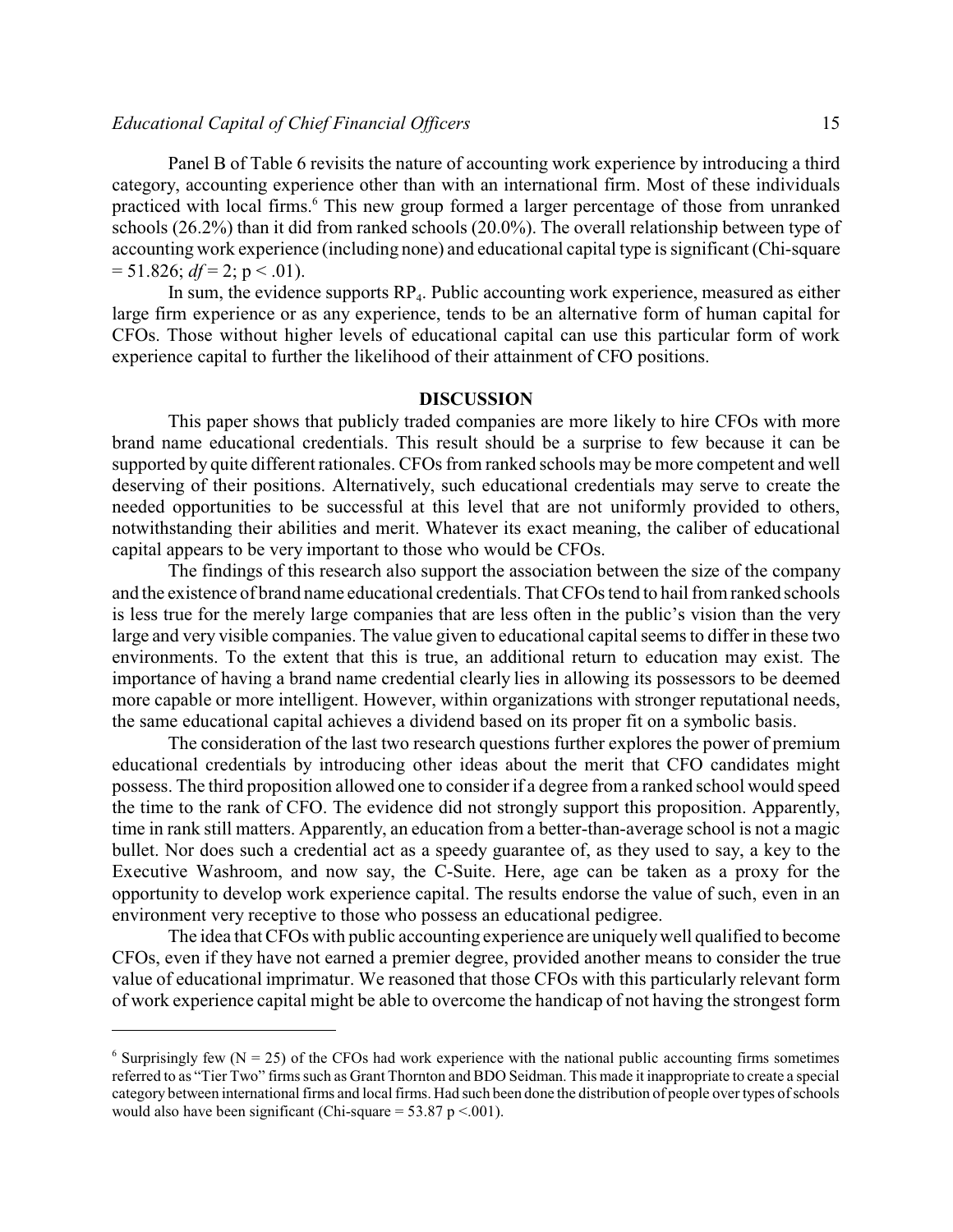Panel B of Table 6 revisits the nature of accounting work experience by introducing a third category, accounting experience other than with an international firm. Most of these individuals practiced with local firms.[6] This new group formed a larger percentage of those from unranked schools (26.2%) than it did from ranked schools (20.0%). The overall relationship between type of accounting work experience (including none) and educational capital type is significant (Chi-square = 51.826; *df* = 2; $p < .01$).

In sum, the evidence supports $RP_4$. Public accounting work experience, measured as either large firm experience or as any experience, tends to be an alternative form of human capital for CFOs. Those without higher levels of educational capital can use this particular form of work experience capital to further the likelihood of their attainment of CFO positions.

## DISCUSSION

This paper shows that publicly traded companies are more likely to hire CFOs with more brand name educational credentials. This result should be a surprise to few because it can be supported by quite different rationales. CFOs from ranked schools may be more competent and well deserving of their positions. Alternatively, such educational credentials may serve to create the needed opportunities to be successful at this level that are not uniformly provided to others, notwithstanding their abilities and merit. Whatever its exact meaning, the caliber of educational capital appears to be very important to those who would be CFOs.

The findings of this research also support the association between the size of the company and the existence of brand name educational credentials. That CFOs tend to hail from ranked schools is less true for the merely large companies that are less often in the public's vision than the very large and very visible companies. The value given to educational capital seems to differ in these two environments. To the extent that this is true, an additional return to education may exist. The importance of having a brand name credential clearly lies in allowing its possessors to be deemed more capable or more intelligent. However, within organizations with stronger reputational needs, the same educational capital achieves a dividend based on its proper fit on a symbolic basis.

The consideration of the last two research questions further explores the power of premium educational credentials by introducing other ideas about the merit that CFO candidates might possess. The third proposition allowed one to consider if a degree from a ranked school would speed the time to the rank of CFO. The evidence did not strongly support this proposition. Apparently, time in rank still matters. Apparently, an education from a better-than-average school is not a magic bullet. Nor does such a credential act as a speedy guarantee of, as they used to say, a key to the Executive Washroom, and now say, the C-Suite. Here, age can be taken as a proxy for the opportunity to develop work experience capital. The results endorse the value of such, even in an environment very receptive to those who possess an educational pedigree.

The idea that CFOs with public accounting experience are uniquely well qualified to become CFOs, even if they have not earned a premier degree, provided another means to consider the true value of educational imprimatur. We reasoned that those CFOs with this particularly relevant form of work experience capital might be able to overcome the handicap of not having the strongest form

[6] Surprisingly few ($N = 25$) of the CFOs had work experience with the national public accounting firms sometimes referred to as "Tier Two" firms such as Grant Thornton and BDO Seidman. This made it inappropriate to create a special category between international firms and local firms. Had such been done the distribution of people over types of schools would also have been significant (Chi-square = 53.87 $p < .001$).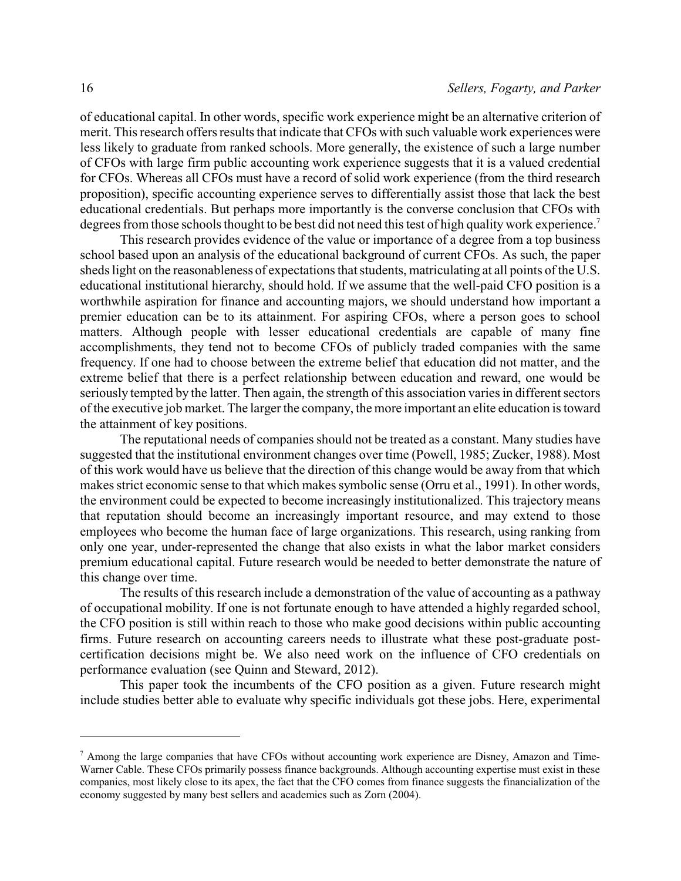of educational capital. In other words, specific work experience might be an alternative criterion of merit. This research offers results that indicate that CFOs with such valuable work experiences were less likely to graduate from ranked schools. More generally, the existence of such a large number of CFOs with large firm public accounting work experience suggests that it is a valued credential for CFOs. Whereas all CFOs must have a record of solid work experience (from the third research proposition), specific accounting experience serves to differentially assist those that lack the best educational credentials. But perhaps more importantly is the converse conclusion that CFOs with degrees from those schools thought to be best did not need this test of high quality work experience.[7]

This research provides evidence of the value or importance of a degree from a top business school based upon an analysis of the educational background of current CFOs. As such, the paper sheds light on the reasonableness of expectations that students, matriculating at all points of the U.S. educational institutional hierarchy, should hold. If we assume that the well-paid CFO position is a worthwhile aspiration for finance and accounting majors, we should understand how important a premier education can be to its attainment. For aspiring CFOs, where a person goes to school matters. Although people with lesser educational credentials are capable of many fine accomplishments, they tend not to become CFOs of publicly traded companies with the same frequency. If one had to choose between the extreme belief that education did not matter, and the extreme belief that there is a perfect relationship between education and reward, one would be seriously tempted by the latter. Then again, the strength of this association varies in different sectors of the executive job market. The larger the company, the more important an elite education is toward the attainment of key positions.

The reputational needs of companies should not be treated as a constant. Many studies have suggested that the institutional environment changes over time (Powell, 1985; Zucker, 1988). Most of this work would have us believe that the direction of this change would be away from that which makes strict economic sense to that which makes symbolic sense (Orru et al., 1991). In other words, the environment could be expected to become increasingly institutionalized. This trajectory means that reputation should become an increasingly important resource, and may extend to those employees who become the human face of large organizations. This research, using ranking from only one year, under-represented the change that also exists in what the labor market considers premium educational capital. Future research would be needed to better demonstrate the nature of this change over time.

The results of this research include a demonstration of the value of accounting as a pathway of occupational mobility. If one is not fortunate enough to have attended a highly regarded school, the CFO position is still within reach to those who make good decisions within public accounting firms. Future research on accounting careers needs to illustrate what these post-graduate post-certification decisions might be. We also need work on the influence of CFO credentials on performance evaluation (see Quinn and Steward, 2012).

This paper took the incumbents of the CFO position as a given. Future research might include studies better able to evaluate why specific individuals got these jobs. Here, experimental

---

[7] Among the large companies that have CFOs without accounting work experience are Disney, Amazon and Time-Warner Cable. These CFOs primarily possess finance backgrounds. Although accounting expertise must exist in these companies, most likely close to its apex, the fact that the CFO comes from finance suggests the financialization of the economy suggested by many best sellers and academics such as Zorn (2004).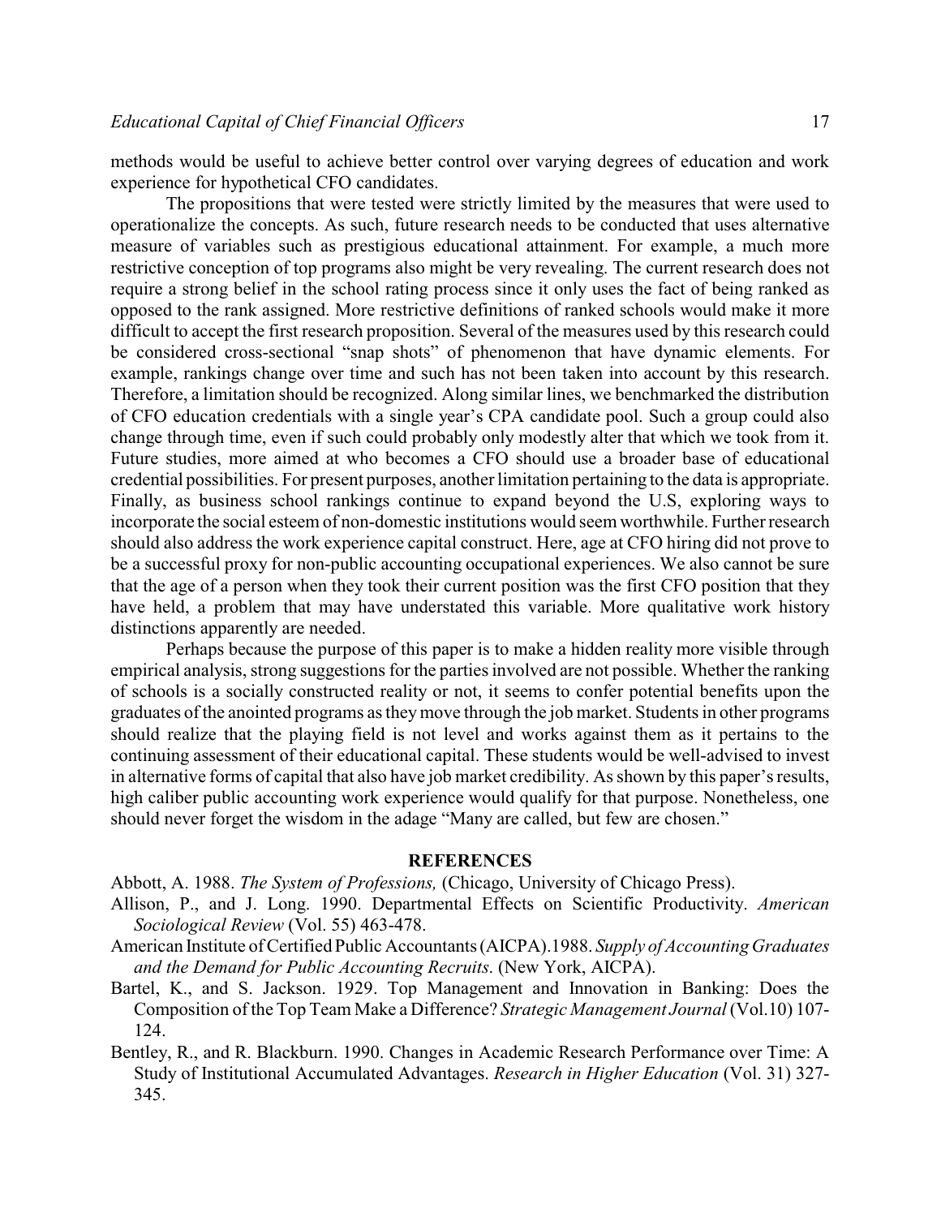methods would be useful to achieve better control over varying degrees of education and work experience for hypothetical CFO candidates.

The propositions that were tested were strictly limited by the measures that were used to operationalize the concepts. As such, future research needs to be conducted that uses alternative measure of variables such as prestigious educational attainment. For example, a much more restrictive conception of top programs also might be very revealing. The current research does not require a strong belief in the school rating process since it only uses the fact of being ranked as opposed to the rank assigned. More restrictive definitions of ranked schools would make it more difficult to accept the first research proposition. Several of the measures used by this research could be considered cross-sectional "snap shots" of phenomenon that have dynamic elements. For example, rankings change over time and such has not been taken into account by this research. Therefore, a limitation should be recognized. Along similar lines, we benchmarked the distribution of CFO education credentials with a single year's CPA candidate pool. Such a group could also change through time, even if such could probably only modestly alter that which we took from it. Future studies, more aimed at who becomes a CFO should use a broader base of educational credential possibilities. For present purposes, another limitation pertaining to the data is appropriate. Finally, as business school rankings continue to expand beyond the U.S, exploring ways to incorporate the social esteem of non-domestic institutions would seem worthwhile. Further research should also address the work experience capital construct. Here, age at CFO hiring did not prove to be a successful proxy for non-public accounting occupational experiences. We also cannot be sure that the age of a person when they took their current position was the first CFO position that they have held, a problem that may have understated this variable. More qualitative work history distinctions apparently are needed.

Perhaps because the purpose of this paper is to make a hidden reality more visible through empirical analysis, strong suggestions for the parties involved are not possible. Whether the ranking of schools is a socially constructed reality or not, it seems to confer potential benefits upon the graduates of the anointed programs as they move through the job market. Students in other programs should realize that the playing field is not level and works against them as it pertains to the continuing assessment of their educational capital. These students would be well-advised to invest in alternative forms of capital that also have job market credibility. As shown by this paper's results, high caliber public accounting work experience would qualify for that purpose. Nonetheless, one should never forget the wisdom in the adage "Many are called, but few are chosen."

## REFERENCES

Abbott, A. 1988. *The System of Professions,* (Chicago, University of Chicago Press).

Allison, P., and J. Long. 1990. Departmental Effects on Scientific Productivity. *American Sociological Review* (Vol. 55) 463-478.

American Institute of Certified Public Accountants (AICPA).1988. *Supply of Accounting Graduates and the Demand for Public Accounting Recruits*. (New York, AICPA).

Bartel, K., and S. Jackson. 1929. Top Management and Innovation in Banking: Does the Composition of the Top Team Make a Difference? *Strategic Management Journal* (Vol.10) 107-124.

Bentley, R., and R. Blackburn. 1990. Changes in Academic Research Performance over Time: A Study of Institutional Accumulated Advantages. *Research in Higher Education* (Vol. 31) 327-345.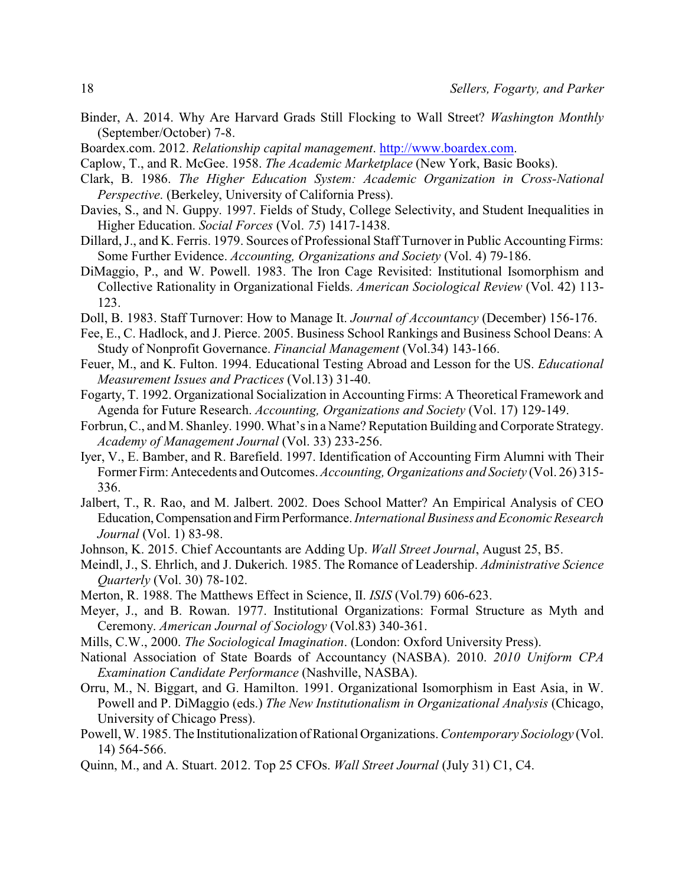Binder, A. 2014. Why Are Harvard Grads Still Flocking to Wall Street? *Washington Monthly* (September/October) 7-8.

Boardex.com. 2012. *Relationship capital management*. http://www.boardex.com.

Caplow, T., and R. McGee. 1958. *The Academic Marketplace* (New York, Basic Books).

Clark, B. 1986. *The Higher Education System: Academic Organization in Cross-National Perspective*. (Berkeley, University of California Press).

Davies, S., and N. Guppy. 1997. Fields of Study, College Selectivity, and Student Inequalities in Higher Education. *Social Forces* (Vol. *75*) 1417-1438.

Dillard, J., and K. Ferris. 1979. Sources of Professional Staff Turnover in Public Accounting Firms: Some Further Evidence. *Accounting, Organizations and Society* (Vol. 4) 79-186.

DiMaggio, P., and W. Powell. 1983. The Iron Cage Revisited: Institutional Isomorphism and Collective Rationality in Organizational Fields. *American Sociological Review* (Vol. 42) 113-123.

Doll, B. 1983. Staff Turnover: How to Manage It. *Journal of Accountancy* (December) 156-176.

Fee, E., C. Hadlock, and J. Pierce. 2005. Business School Rankings and Business School Deans: A Study of Nonprofit Governance. *Financial Management* (Vol.34) 143-166.

Feuer, M., and K. Fulton. 1994. Educational Testing Abroad and Lesson for the US. *Educational Measurement Issues and Practices* (Vol.13) 31-40.

Fogarty, T. 1992. Organizational Socialization in Accounting Firms: A Theoretical Framework and Agenda for Future Research. *Accounting, Organizations and Society* (Vol. 17) 129-149.

Forbrun, C., and M. Shanley. 1990. What's in a Name? Reputation Building and Corporate Strategy. *Academy of Management Journal* (Vol. 33) 233-256.

Iyer, V., E. Bamber, and R. Barefield. 1997. Identification of Accounting Firm Alumni with Their Former Firm: Antecedents and Outcomes. *Accounting, Organizations and Society* (Vol. 26) 315-336.

Jalbert, T., R. Rao, and M. Jalbert. 2002. Does School Matter? An Empirical Analysis of CEO Education, Compensation and Firm Performance. *International Business and Economic Research Journal* (Vol. 1) 83-98.

Johnson, K. 2015. Chief Accountants are Adding Up. *Wall Street Journal*, August 25, B5.

Meindl, J., S. Ehrlich, and J. Dukerich. 1985. The Romance of Leadership. *Administrative Science Quarterly* (Vol. 30) 78-102.

Merton, R. 1988. The Matthews Effect in Science, II. *ISIS* (Vol.79) 606-623.

Meyer, J., and B. Rowan. 1977. Institutional Organizations: Formal Structure as Myth and Ceremony. *American Journal of Sociology* (Vol.83) 340-361.

Mills, C.W., 2000. *The Sociological Imagination*. (London: Oxford University Press).

National Association of State Boards of Accountancy (NASBA). 2010. *2010 Uniform CPA Examination Candidate Performance* (Nashville, NASBA).

Orru, M., N. Biggart, and G. Hamilton. 1991. Organizational Isomorphism in East Asia, in W. Powell and P. DiMaggio (eds.) *The New Institutionalism in Organizational Analysis* (Chicago, University of Chicago Press).

Powell, W. 1985. The Institutionalization of Rational Organizations. *Contemporary Sociology* (Vol. 14) 564-566.

Quinn, M., and A. Stuart. 2012. Top 25 CFOs. *Wall Street Journal* (July 31) C1, C4.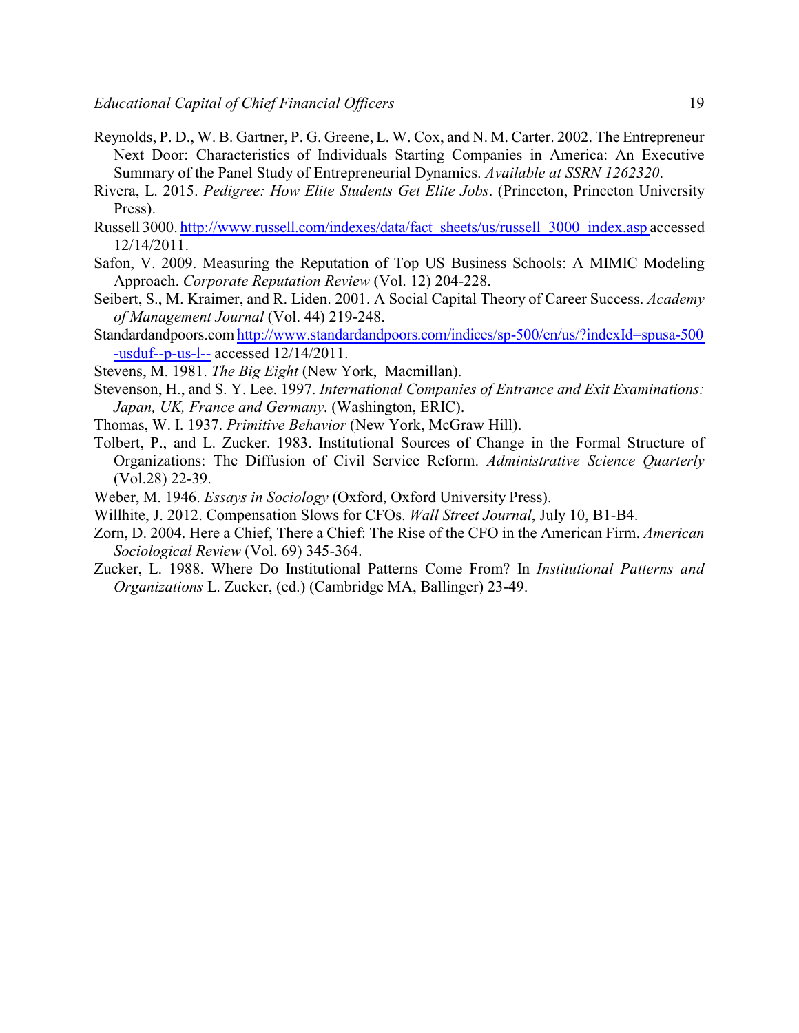Reynolds, P. D., W. B. Gartner, P. G. Greene, L. W. Cox, and N. M. Carter. 2002. The Entrepreneur Next Door: Characteristics of Individuals Starting Companies in America: An Executive Summary of the Panel Study of Entrepreneurial Dynamics. *Available at SSRN 1262320*.

Rivera, L. 2015. *Pedigree: How Elite Students Get Elite Jobs*. (Princeton, Princeton University Press).

Russell 3000. [http://www.russell.com/indexes/data/fact_sheets/us/russell_3000_index.asp](http://www.russell.com/indexes/data/fact_sheets/us/russell_3000_index.asp) accessed 12/14/2011.

Safon, V. 2009. Measuring the Reputation of Top US Business Schools: A MIMIC Modeling Approach. *Corporate Reputation Review* (Vol. 12) 204-228.

Seibert, S., M. Kraimer, and R. Liden. 2001. A Social Capital Theory of Career Success. *Academy of Management Journal* (Vol. 44) 219-248.

Standardandpoors.com [http://www.standardandpoors.com/indices/sp-500/en/us/?indexId=spusa-500-usduf--p-us-l--](http://www.standardandpoors.com/indices/sp-500/en/us/?indexId=spusa-500-usduf--p-us-l--) accessed 12/14/2011.

Stevens, M. 1981. *The Big Eight* (New York, Macmillan).

Stevenson, H., and S. Y. Lee. 1997. *International Companies of Entrance and Exit Examinations: Japan, UK, France and Germany*. (Washington, ERIC).

Thomas, W. I. 1937. *Primitive Behavior* (New York, McGraw Hill).

Tolbert, P., and L. Zucker. 1983. Institutional Sources of Change in the Formal Structure of Organizations: The Diffusion of Civil Service Reform. *Administrative Science Quarterly* (Vol.28) 22-39.

Weber, M. 1946. *Essays in Sociology* (Oxford, Oxford University Press).

Willhite, J. 2012. Compensation Slows for CFOs. *Wall Street Journal*, July 10, B1-B4.

Zorn, D. 2004. Here a Chief, There a Chief: The Rise of the CFO in the American Firm. *American Sociological Review* (Vol. 69) 345-364.

Zucker, L. 1988. Where Do Institutional Patterns Come From? In *Institutional Patterns and Organizations* L. Zucker, (ed.) (Cambridge MA, Ballinger) 23-49.